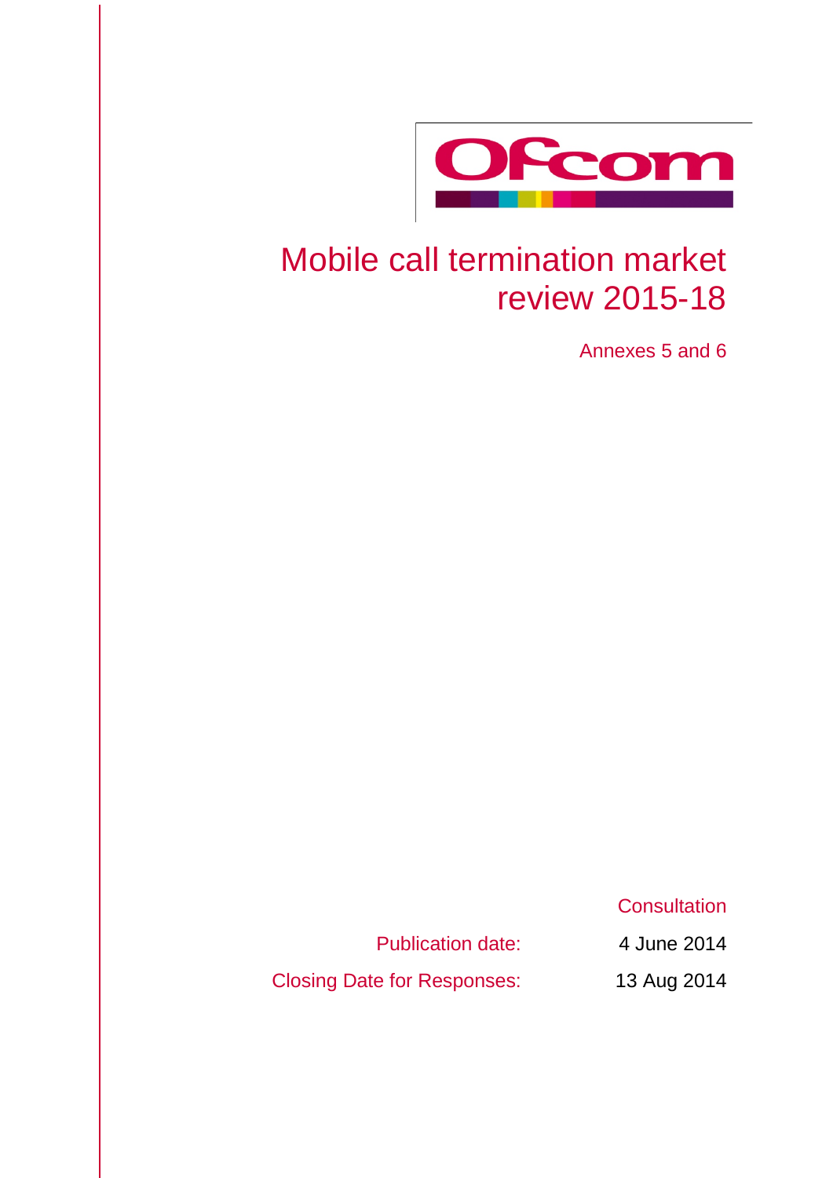# Mobile call termination market review 2015-18

Annexes 5 and 6

Consultation

| | |
|---|---|
| Publication date: | 4 June 2014 |
| Closing Date for Responses: | 13 Aug 2014 |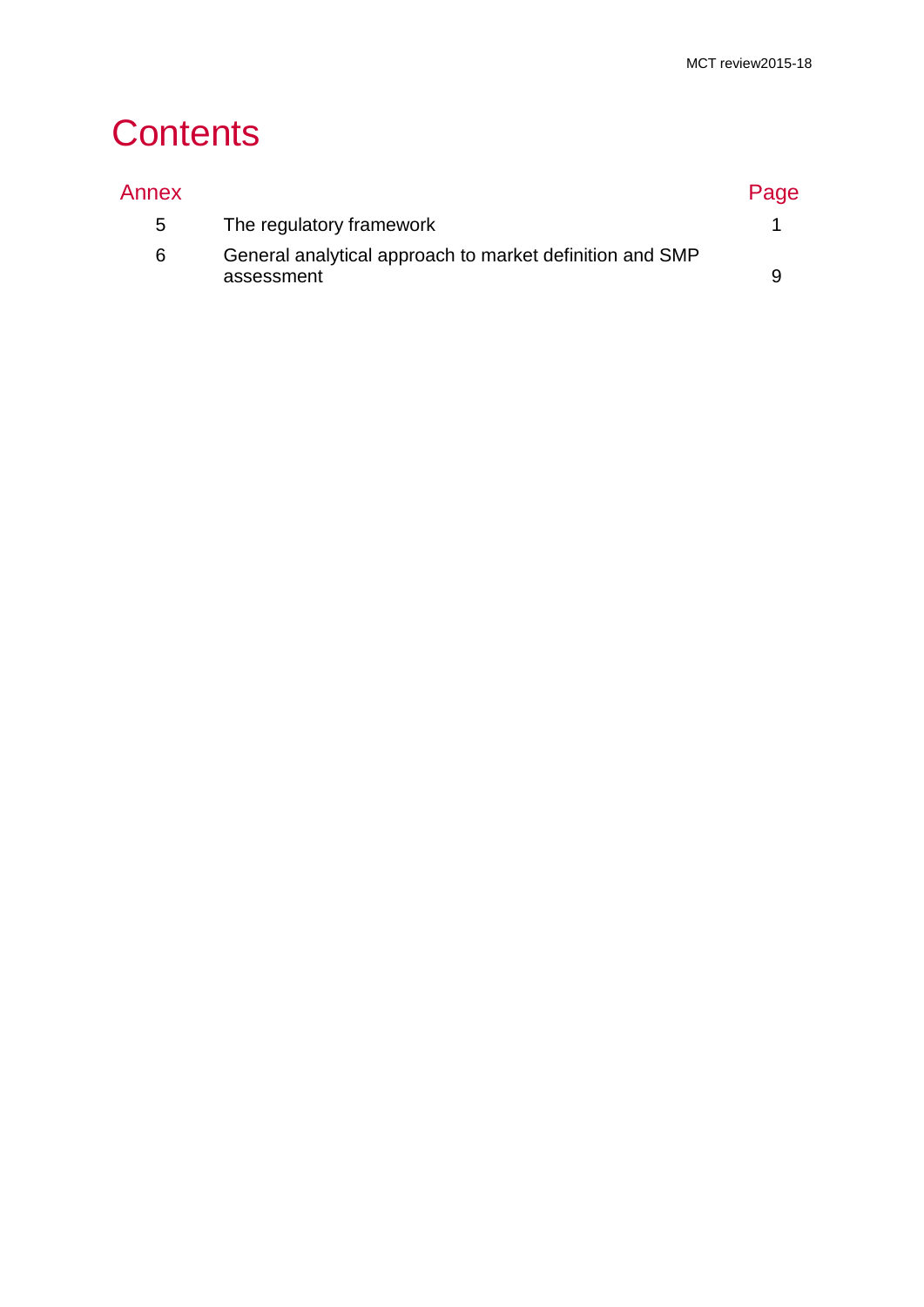# Contents

| Annex | | Page |
|---|---|---|
| 5 | The regulatory framework | 1 |
| 6 | General analytical approach to market definition and SMP assessment | 9 |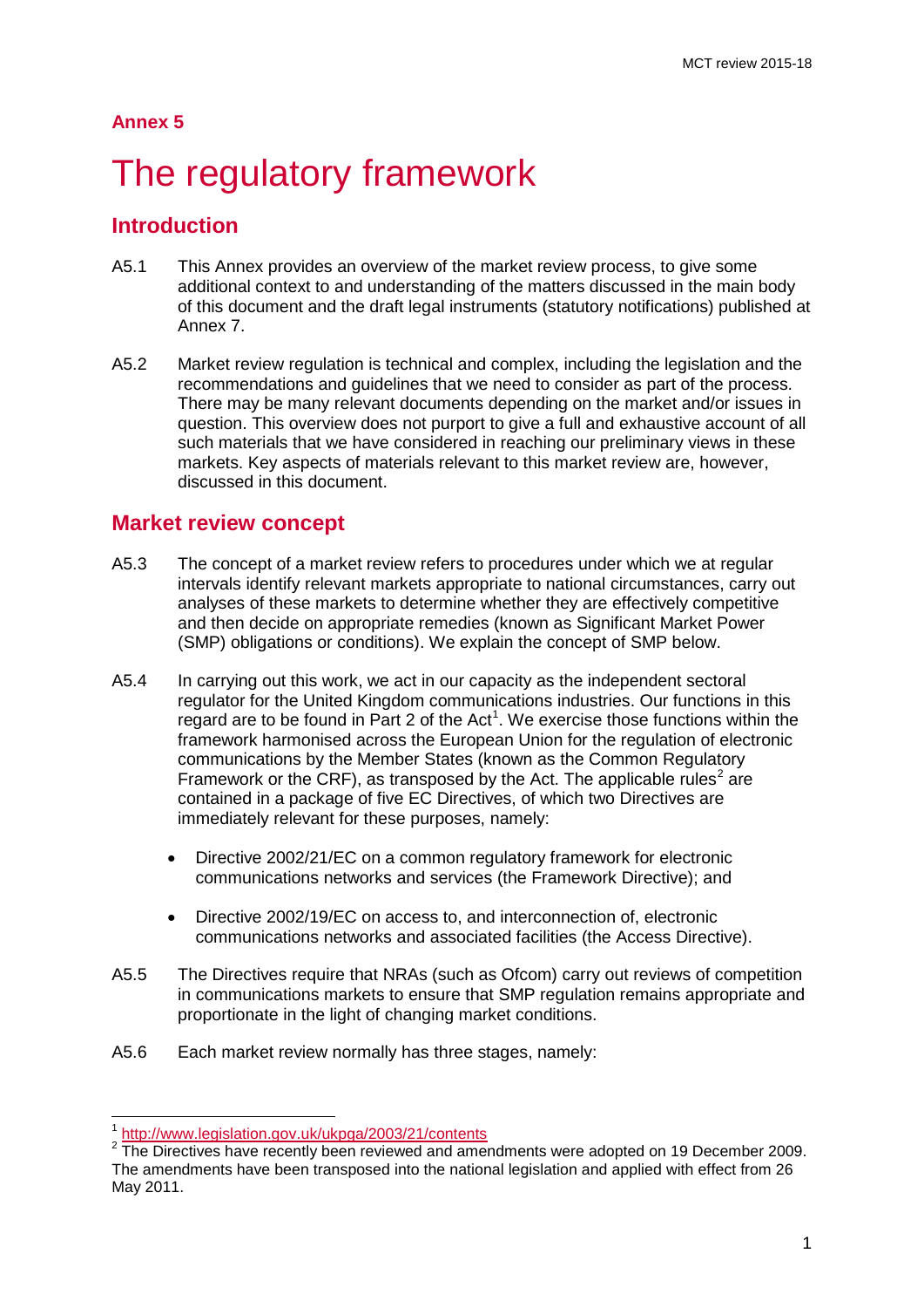## Annex 5

# The regulatory framework

## Introduction

A5.1 This Annex provides an overview of the market review process, to give some additional context to and understanding of the matters discussed in the main body of this document and the draft legal instruments (statutory notifications) published at Annex 7.

A5.2 Market review regulation is technical and complex, including the legislation and the recommendations and guidelines that we need to consider as part of the process. There may be many relevant documents depending on the market and/or issues in question. This overview does not purport to give a full and exhaustive account of all such materials that we have considered in reaching our preliminary views in these markets. Key aspects of materials relevant to this market review are, however, discussed in this document.

## Market review concept

A5.3 The concept of a market review refers to procedures under which we at regular intervals identify relevant markets appropriate to national circumstances, carry out analyses of these markets to determine whether they are effectively competitive and then decide on appropriate remedies (known as Significant Market Power (SMP) obligations or conditions). We explain the concept of SMP below.

A5.4 In carrying out this work, we act in our capacity as the independent sectoral regulator for the United Kingdom communications industries. Our functions in this regard are to be found in Part 2 of the Act[1]. We exercise those functions within the framework harmonised across the European Union for the regulation of electronic communications by the Member States (known as the Common Regulatory Framework or the CRF), as transposed by the Act. The applicable rules[2] are contained in a package of five EC Directives, of which two Directives are immediately relevant for these purposes, namely:

- Directive 2002/21/EC on a common regulatory framework for electronic communications networks and services (the Framework Directive); and
- Directive 2002/19/EC on access to, and interconnection of, electronic communications networks and associated facilities (the Access Directive).

A5.5 The Directives require that NRAs (such as Ofcom) carry out reviews of competition in communications markets to ensure that SMP regulation remains appropriate and proportionate in the light of changing market conditions.

A5.6 Each market review normally has three stages, namely:

---

[1] http://www.legislation.gov.uk/ukpga/2003/21/contents

[2] The Directives have recently been reviewed and amendments were adopted on 19 December 2009. The amendments have been transposed into the national legislation and applied with effect from 26 May 2011.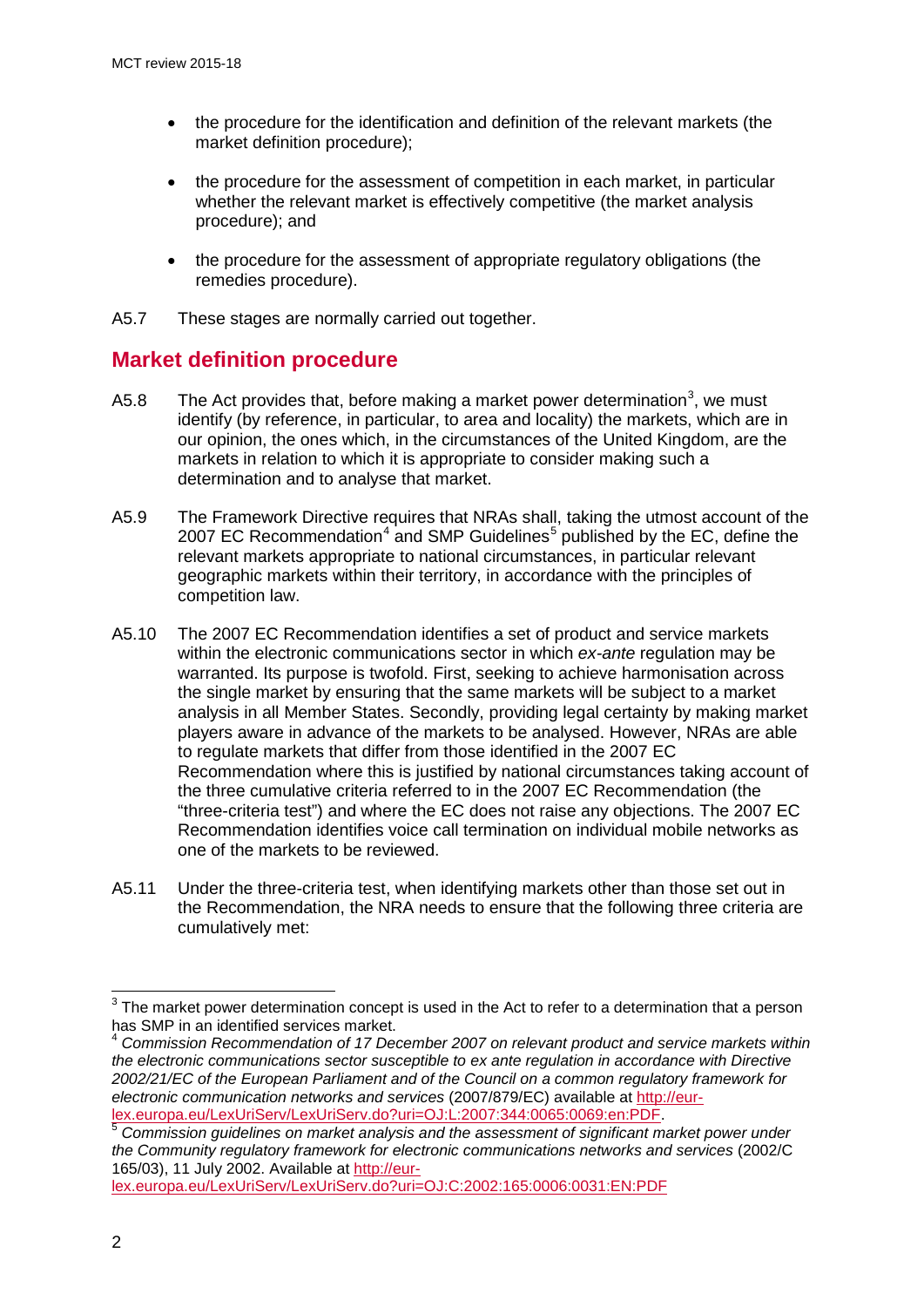- the procedure for the identification and definition of the relevant markets (the market definition procedure);
- the procedure for the assessment of competition in each market, in particular whether the relevant market is effectively competitive (the market analysis procedure); and
- the procedure for the assessment of appropriate regulatory obligations (the remedies procedure).

A5.7 These stages are normally carried out together.

## Market definition procedure

A5.8 The Act provides that, before making a market power determination[3], we must identify (by reference, in particular, to area and locality) the markets, which are in our opinion, the ones which, in the circumstances of the United Kingdom, are the markets in relation to which it is appropriate to consider making such a determination and to analyse that market.

A5.9 The Framework Directive requires that NRAs shall, taking the utmost account of the 2007 EC Recommendation[4] and SMP Guidelines[5] published by the EC, define the relevant markets appropriate to national circumstances, in particular relevant geographic markets within their territory, in accordance with the principles of competition law.

A5.10 The 2007 EC Recommendation identifies a set of product and service markets within the electronic communications sector in which *ex-ante* regulation may be warranted. Its purpose is twofold. First, seeking to achieve harmonisation across the single market by ensuring that the same markets will be subject to a market analysis in all Member States. Secondly, providing legal certainty by making market players aware in advance of the markets to be analysed. However, NRAs are able to regulate markets that differ from those identified in the 2007 EC Recommendation where this is justified by national circumstances taking account of the three cumulative criteria referred to in the 2007 EC Recommendation (the "three-criteria test") and where the EC does not raise any objections. The 2007 EC Recommendation identifies voice call termination on individual mobile networks as one of the markets to be reviewed.

A5.11 Under the three-criteria test, when identifying markets other than those set out in the Recommendation, the NRA needs to ensure that the following three criteria are cumulatively met:

---

[3] The market power determination concept is used in the Act to refer to a determination that a person has SMP in an identified services market.

[4] *Commission Recommendation of 17 December 2007 on relevant product and service markets within the electronic communications sector susceptible to ex ante regulation in accordance with Directive 2002/21/EC of the European Parliament and of the Council on a common regulatory framework for electronic communication networks and services* (2007/879/EC) available at http://eur-lex.europa.eu/LexUriServ/LexUriServ.do?uri=OJ:L:2007:344:0065:0069:en:PDF.

[5] *Commission guidelines on market analysis and the assessment of significant market power under the Community regulatory framework for electronic communications networks and services* (2002/C 165/03), 11 July 2002. Available at http://eur-lex.europa.eu/LexUriServ/LexUriServ.do?uri=OJ:C:2002:165:0006:0031:EN:PDF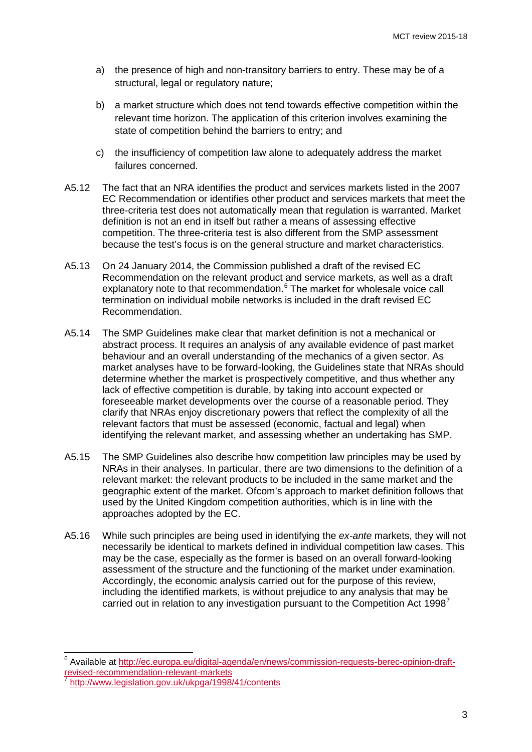a) the presence of high and non-transitory barriers to entry. These may be of a structural, legal or regulatory nature;

b) a market structure which does not tend towards effective competition within the relevant time horizon. The application of this criterion involves examining the state of competition behind the barriers to entry; and

c) the insufficiency of competition law alone to adequately address the market failures concerned.

A5.12 The fact that an NRA identifies the product and services markets listed in the 2007 EC Recommendation or identifies other product and services markets that meet the three-criteria test does not automatically mean that regulation is warranted. Market definition is not an end in itself but rather a means of assessing effective competition. The three-criteria test is also different from the SMP assessment because the test's focus is on the general structure and market characteristics.

A5.13 On 24 January 2014, the Commission published a draft of the revised EC Recommendation on the relevant product and service markets, as well as a draft explanatory note to that recommendation.[6] The market for wholesale voice call termination on individual mobile networks is included in the draft revised EC Recommendation.

A5.14 The SMP Guidelines make clear that market definition is not a mechanical or abstract process. It requires an analysis of any available evidence of past market behaviour and an overall understanding of the mechanics of a given sector. As market analyses have to be forward-looking, the Guidelines state that NRAs should determine whether the market is prospectively competitive, and thus whether any lack of effective competition is durable, by taking into account expected or foreseeable market developments over the course of a reasonable period. They clarify that NRAs enjoy discretionary powers that reflect the complexity of all the relevant factors that must be assessed (economic, factual and legal) when identifying the relevant market, and assessing whether an undertaking has SMP.

A5.15 The SMP Guidelines also describe how competition law principles may be used by NRAs in their analyses. In particular, there are two dimensions to the definition of a relevant market: the relevant products to be included in the same market and the geographic extent of the market. Ofcom's approach to market definition follows that used by the United Kingdom competition authorities, which is in line with the approaches adopted by the EC.

A5.16 While such principles are being used in identifying the *ex-ante* markets, they will not necessarily be identical to markets defined in individual competition law cases. This may be the case, especially as the former is based on an overall forward-looking assessment of the structure and the functioning of the market under examination. Accordingly, the economic analysis carried out for the purpose of this review, including the identified markets, is without prejudice to any analysis that may be carried out in relation to any investigation pursuant to the Competition Act 1998[7]

---

[6] Available at http://ec.europa.eu/digital-agenda/en/news/commission-requests-berec-opinion-draft-revised-recommendation-relevant-markets

[7] http://www.legislation.gov.uk/ukpga/1998/41/contents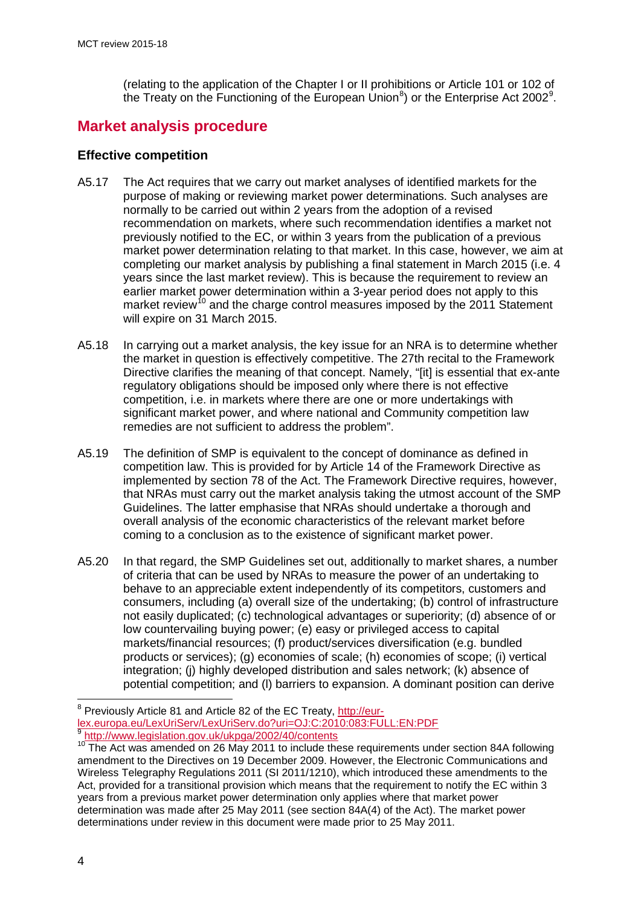(relating to the application of the Chapter I or II prohibitions or Article 101 or 102 of the Treaty on the Functioning of the European Union[8]) or the Enterprise Act 2002[9].

## Market analysis procedure

### Effective competition

A5.17 The Act requires that we carry out market analyses of identified markets for the purpose of making or reviewing market power determinations. Such analyses are normally to be carried out within 2 years from the adoption of a revised recommendation on markets, where such recommendation identifies a market not previously notified to the EC, or within 3 years from the publication of a previous market power determination relating to that market. In this case, however, we aim at completing our market analysis by publishing a final statement in March 2015 (i.e. 4 years since the last market review). This is because the requirement to review an earlier market power determination within a 3-year period does not apply to this market review[10] and the charge control measures imposed by the 2011 Statement will expire on 31 March 2015.

A5.18 In carrying out a market analysis, the key issue for an NRA is to determine whether the market in question is effectively competitive. The 27th recital to the Framework Directive clarifies the meaning of that concept. Namely, "[it] is essential that ex-ante regulatory obligations should be imposed only where there is not effective competition, i.e. in markets where there are one or more undertakings with significant market power, and where national and Community competition law remedies are not sufficient to address the problem".

A5.19 The definition of SMP is equivalent to the concept of dominance as defined in competition law. This is provided for by Article 14 of the Framework Directive as implemented by section 78 of the Act. The Framework Directive requires, however, that NRAs must carry out the market analysis taking the utmost account of the SMP Guidelines. The latter emphasise that NRAs should undertake a thorough and overall analysis of the economic characteristics of the relevant market before coming to a conclusion as to the existence of significant market power.

A5.20 In that regard, the SMP Guidelines set out, additionally to market shares, a number of criteria that can be used by NRAs to measure the power of an undertaking to behave to an appreciable extent independently of its competitors, customers and consumers, including (a) overall size of the undertaking; (b) control of infrastructure not easily duplicated; (c) technological advantages or superiority; (d) absence of or low countervailing buying power; (e) easy or privileged access to capital markets/financial resources; (f) product/services diversification (e.g. bundled products or services); (g) economies of scale; (h) economies of scope; (i) vertical integration; (j) highly developed distribution and sales network; (k) absence of potential competition; and (l) barriers to expansion. A dominant position can derive

---

[8] Previously Article 81 and Article 82 of the EC Treaty, http://eur-lex.europa.eu/LexUriServ/LexUriServ.do?uri=OJ:C:2010:083:FULL:EN:PDF

[9] http://www.legislation.gov.uk/ukpga/2002/40/contents

[10] The Act was amended on 26 May 2011 to include these requirements under section 84A following amendment to the Directives on 19 December 2009. However, the Electronic Communications and Wireless Telegraphy Regulations 2011 (SI 2011/1210), which introduced these amendments to the Act, provided for a transitional provision which means that the requirement to notify the EC within 3 years from a previous market power determination only applies where that market power determination was made after 25 May 2011 (see section 84A(4) of the Act). The market power determinations under review in this document were made prior to 25 May 2011.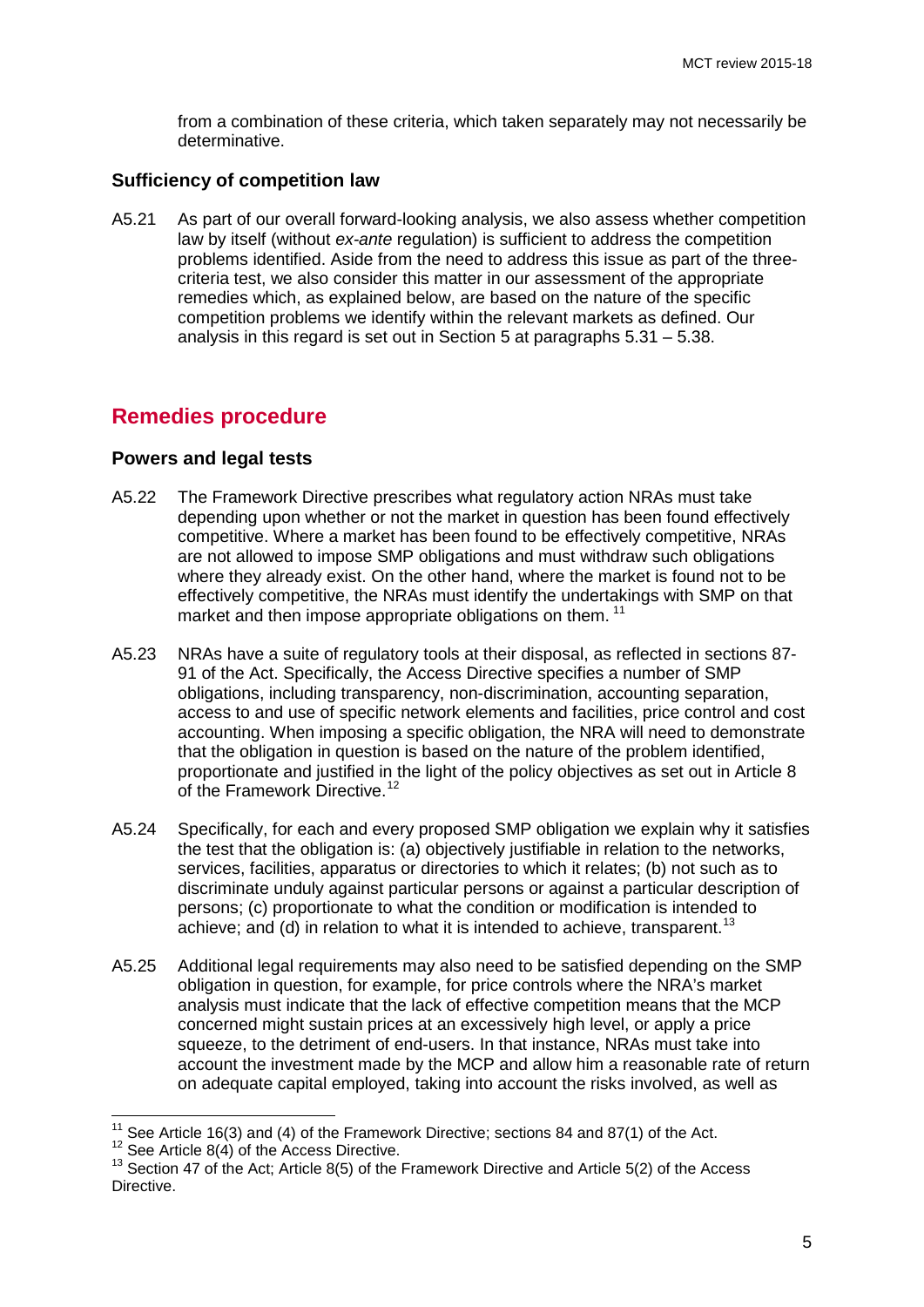from a combination of these criteria, which taken separately may not necessarily be determinative.

### Sufficiency of competition law

A5.21 As part of our overall forward-looking analysis, we also assess whether competition law by itself (without *ex-ante* regulation) is sufficient to address the competition problems identified. Aside from the need to address this issue as part of the three-criteria test, we also consider this matter in our assessment of the appropriate remedies which, as explained below, are based on the nature of the specific competition problems we identify within the relevant markets as defined. Our analysis in this regard is set out in Section 5 at paragraphs 5.31 – 5.38.

## Remedies procedure

### Powers and legal tests

A5.22 The Framework Directive prescribes what regulatory action NRAs must take depending upon whether or not the market in question has been found effectively competitive. Where a market has been found to be effectively competitive, NRAs are not allowed to impose SMP obligations and must withdraw such obligations where they already exist. On the other hand, where the market is found not to be effectively competitive, the NRAs must identify the undertakings with SMP on that market and then impose appropriate obligations on them. [11]

A5.23 NRAs have a suite of regulatory tools at their disposal, as reflected in sections 87-91 of the Act. Specifically, the Access Directive specifies a number of SMP obligations, including transparency, non-discrimination, accounting separation, access to and use of specific network elements and facilities, price control and cost accounting. When imposing a specific obligation, the NRA will need to demonstrate that the obligation in question is based on the nature of the problem identified, proportionate and justified in the light of the policy objectives as set out in Article 8 of the Framework Directive.[12]

A5.24 Specifically, for each and every proposed SMP obligation we explain why it satisfies the test that the obligation is: (a) objectively justifiable in relation to the networks, services, facilities, apparatus or directories to which it relates; (b) not such as to discriminate unduly against particular persons or against a particular description of persons; (c) proportionate to what the condition or modification is intended to achieve; and (d) in relation to what it is intended to achieve, transparent.[13]

A5.25 Additional legal requirements may also need to be satisfied depending on the SMP obligation in question, for example, for price controls where the NRA's market analysis must indicate that the lack of effective competition means that the MCP concerned might sustain prices at an excessively high level, or apply a price squeeze, to the detriment of end-users. In that instance, NRAs must take into account the investment made by the MCP and allow him a reasonable rate of return on adequate capital employed, taking into account the risks involved, as well as

---

[11] See Article 16(3) and (4) of the Framework Directive; sections 84 and 87(1) of the Act.

[12] See Article 8(4) of the Access Directive.

[13] Section 47 of the Act; Article 8(5) of the Framework Directive and Article 5(2) of the Access Directive.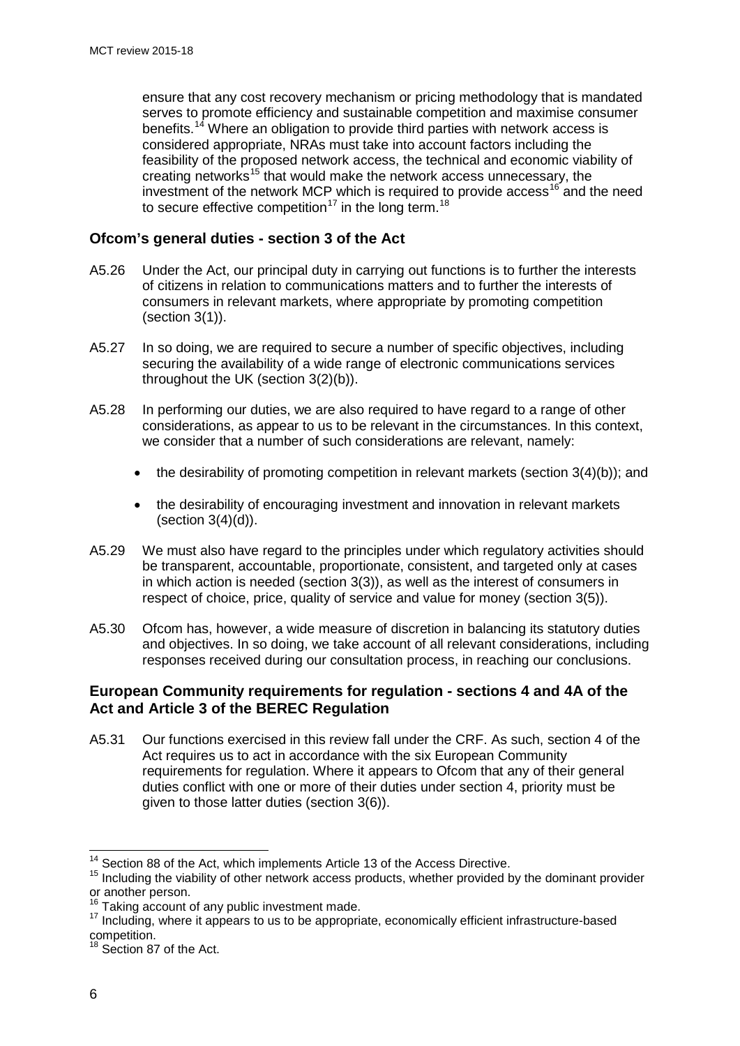ensure that any cost recovery mechanism or pricing methodology that is mandated serves to promote efficiency and sustainable competition and maximise consumer benefits.[14] Where an obligation to provide third parties with network access is considered appropriate, NRAs must take into account factors including the feasibility of the proposed network access, the technical and economic viability of creating networks[15] that would make the network access unnecessary, the investment of the network MCP which is required to provide access[16] and the need to secure effective competition[17] in the long term.[18]

### Ofcom's general duties - section 3 of the Act

A5.26 Under the Act, our principal duty in carrying out functions is to further the interests of citizens in relation to communications matters and to further the interests of consumers in relevant markets, where appropriate by promoting competition (section 3(1)).

A5.27 In so doing, we are required to secure a number of specific objectives, including securing the availability of a wide range of electronic communications services throughout the UK (section 3(2)(b)).

A5.28 In performing our duties, we are also required to have regard to a range of other considerations, as appear to us to be relevant in the circumstances. In this context, we consider that a number of such considerations are relevant, namely:

- the desirability of promoting competition in relevant markets (section 3(4)(b)); and
- the desirability of encouraging investment and innovation in relevant markets (section 3(4)(d)).

A5.29 We must also have regard to the principles under which regulatory activities should be transparent, accountable, proportionate, consistent, and targeted only at cases in which action is needed (section 3(3)), as well as the interest of consumers in respect of choice, price, quality of service and value for money (section 3(5)).

A5.30 Ofcom has, however, a wide measure of discretion in balancing its statutory duties and objectives. In so doing, we take account of all relevant considerations, including responses received during our consultation process, in reaching our conclusions.

### European Community requirements for regulation - sections 4 and 4A of the Act and Article 3 of the BEREC Regulation

A5.31 Our functions exercised in this review fall under the CRF. As such, section 4 of the Act requires us to act in accordance with the six European Community requirements for regulation. Where it appears to Ofcom that any of their general duties conflict with one or more of their duties under section 4, priority must be given to those latter duties (section 3(6)).

---

[14] Section 88 of the Act, which implements Article 13 of the Access Directive.

[15] Including the viability of other network access products, whether provided by the dominant provider or another person.

[16] Taking account of any public investment made.

[17] Including, where it appears to us to be appropriate, economically efficient infrastructure-based competition.

[18] Section 87 of the Act.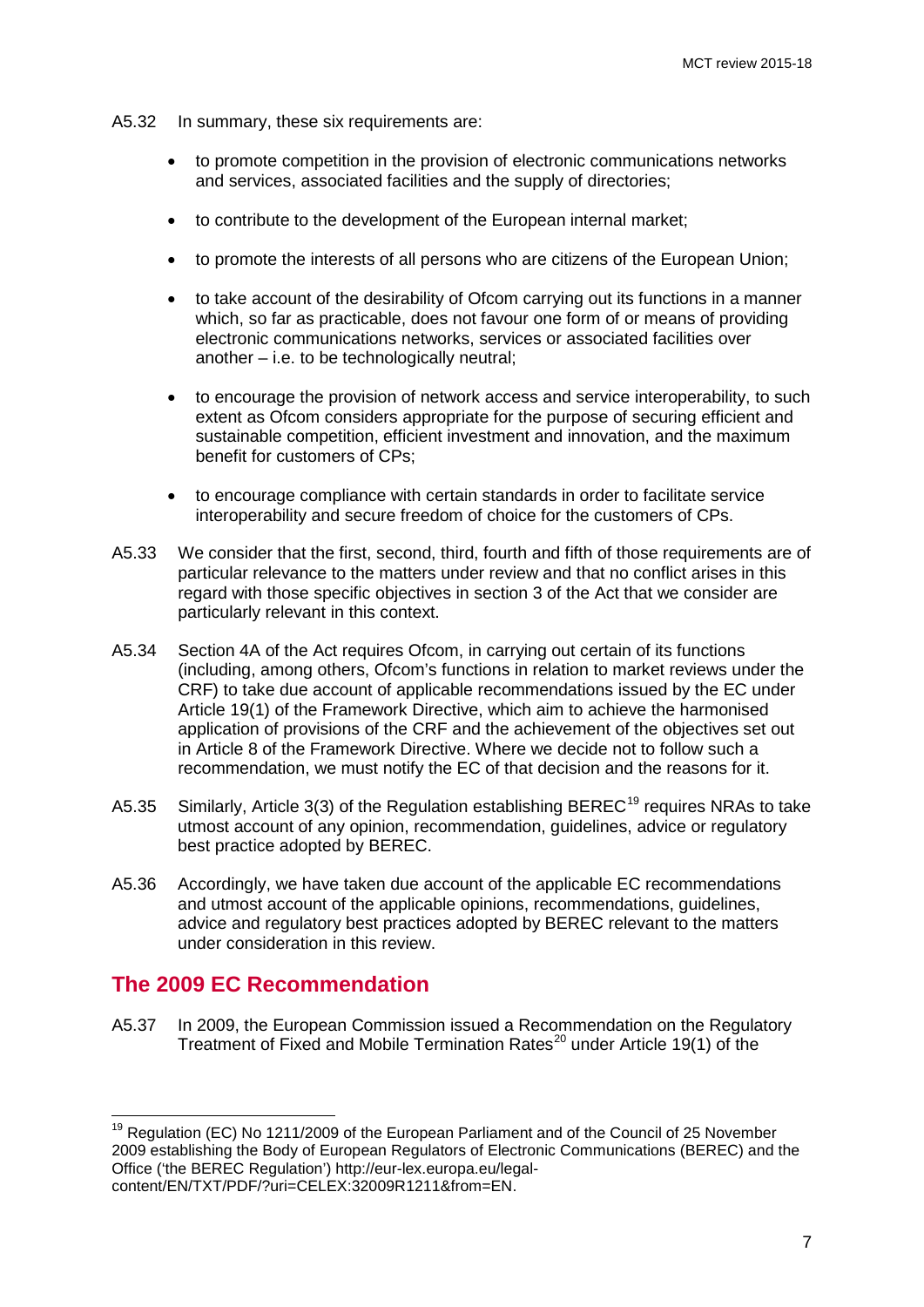A5.32 In summary, these six requirements are:

- to promote competition in the provision of electronic communications networks and services, associated facilities and the supply of directories;
- to contribute to the development of the European internal market;
- to promote the interests of all persons who are citizens of the European Union;
- to take account of the desirability of Ofcom carrying out its functions in a manner which, so far as practicable, does not favour one form of or means of providing electronic communications networks, services or associated facilities over another – i.e. to be technologically neutral;
- to encourage the provision of network access and service interoperability, to such extent as Ofcom considers appropriate for the purpose of securing efficient and sustainable competition, efficient investment and innovation, and the maximum benefit for customers of CPs;
- to encourage compliance with certain standards in order to facilitate service interoperability and secure freedom of choice for the customers of CPs.

A5.33 We consider that the first, second, third, fourth and fifth of those requirements are of particular relevance to the matters under review and that no conflict arises in this regard with those specific objectives in section 3 of the Act that we consider are particularly relevant in this context.

A5.34 Section 4A of the Act requires Ofcom, in carrying out certain of its functions (including, among others, Ofcom's functions in relation to market reviews under the CRF) to take due account of applicable recommendations issued by the EC under Article 19(1) of the Framework Directive, which aim to achieve the harmonised application of provisions of the CRF and the achievement of the objectives set out in Article 8 of the Framework Directive. Where we decide not to follow such a recommendation, we must notify the EC of that decision and the reasons for it.

A5.35 Similarly, Article 3(3) of the Regulation establishing BEREC[19] requires NRAs to take utmost account of any opinion, recommendation, guidelines, advice or regulatory best practice adopted by BEREC.

A5.36 Accordingly, we have taken due account of the applicable EC recommendations and utmost account of the applicable opinions, recommendations, guidelines, advice and regulatory best practices adopted by BEREC relevant to the matters under consideration in this review.

## The 2009 EC Recommendation

A5.37 In 2009, the European Commission issued a Recommendation on the Regulatory Treatment of Fixed and Mobile Termination Rates[20] under Article 19(1) of the

[19] Regulation (EC) No 1211/2009 of the European Parliament and of the Council of 25 November 2009 establishing the Body of European Regulators of Electronic Communications (BEREC) and the Office ('the BEREC Regulation') http://eur-lex.europa.eu/legal-content/EN/TXT/PDF/?uri=CELEX:32009R1211&from=EN.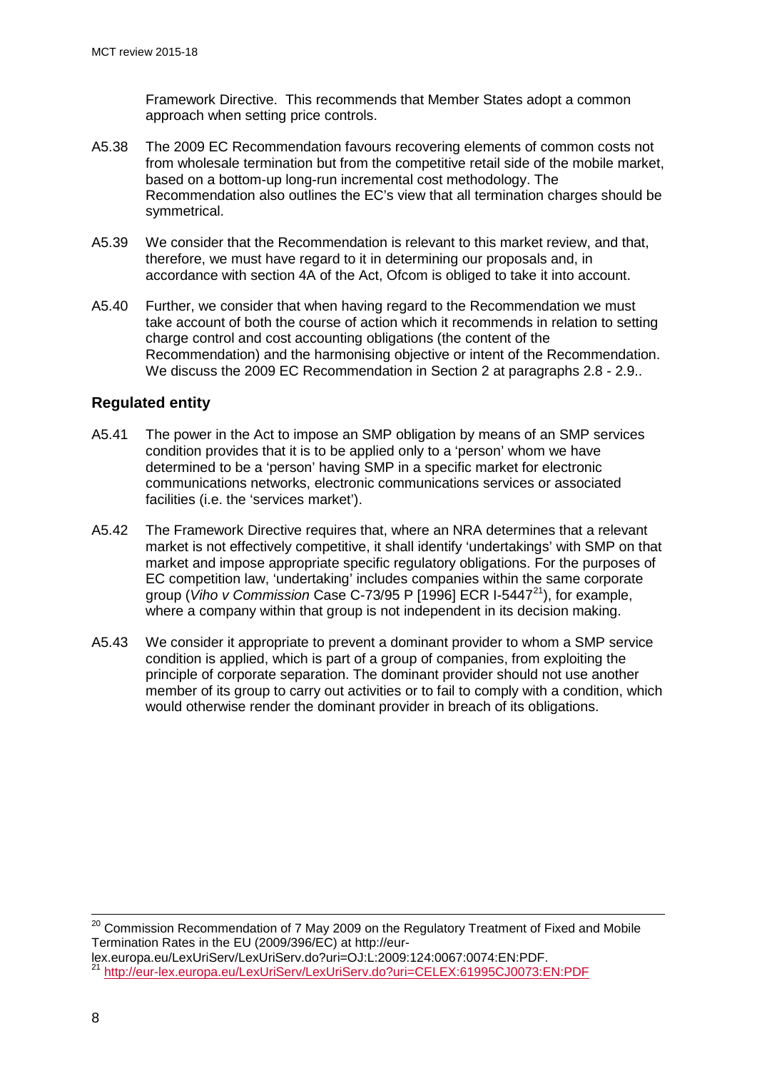Framework Directive. This recommends that Member States adopt a common approach when setting price controls.

A5.38 The 2009 EC Recommendation favours recovering elements of common costs not from wholesale termination but from the competitive retail side of the mobile market, based on a bottom-up long-run incremental cost methodology. The Recommendation also outlines the EC's view that all termination charges should be symmetrical.

A5.39 We consider that the Recommendation is relevant to this market review, and that, therefore, we must have regard to it in determining our proposals and, in accordance with section 4A of the Act, Ofcom is obliged to take it into account.

A5.40 Further, we consider that when having regard to the Recommendation we must take account of both the course of action which it recommends in relation to setting charge control and cost accounting obligations (the content of the Recommendation) and the harmonising objective or intent of the Recommendation. We discuss the 2009 EC Recommendation in Section 2 at paragraphs 2.8 - 2.9..

## Regulated entity

A5.41 The power in the Act to impose an SMP obligation by means of an SMP services condition provides that it is to be applied only to a 'person' whom we have determined to be a 'person' having SMP in a specific market for electronic communications networks, electronic communications services or associated facilities (i.e. the 'services market').

A5.42 The Framework Directive requires that, where an NRA determines that a relevant market is not effectively competitive, it shall identify 'undertakings' with SMP on that market and impose appropriate specific regulatory obligations. For the purposes of EC competition law, 'undertaking' includes companies within the same corporate group (*Viho v Commission* Case C-73/95 P [1996] ECR I-5447[21]), for example, where a company within that group is not independent in its decision making.

A5.43 We consider it appropriate to prevent a dominant provider to whom a SMP service condition is applied, which is part of a group of companies, from exploiting the principle of corporate separation. The dominant provider should not use another member of its group to carry out activities or to fail to comply with a condition, which would otherwise render the dominant provider in breach of its obligations.

---

[20] Commission Recommendation of 7 May 2009 on the Regulatory Treatment of Fixed and Mobile Termination Rates in the EU (2009/396/EC) at http://eur-lex.europa.eu/LexUriServ/LexUriServ.do?uri=OJ:L:2009:124:0067:0074:EN:PDF.

[21] http://eur-lex.europa.eu/LexUriServ/LexUriServ.do?uri=CELEX:61995CJ0073:EN:PDF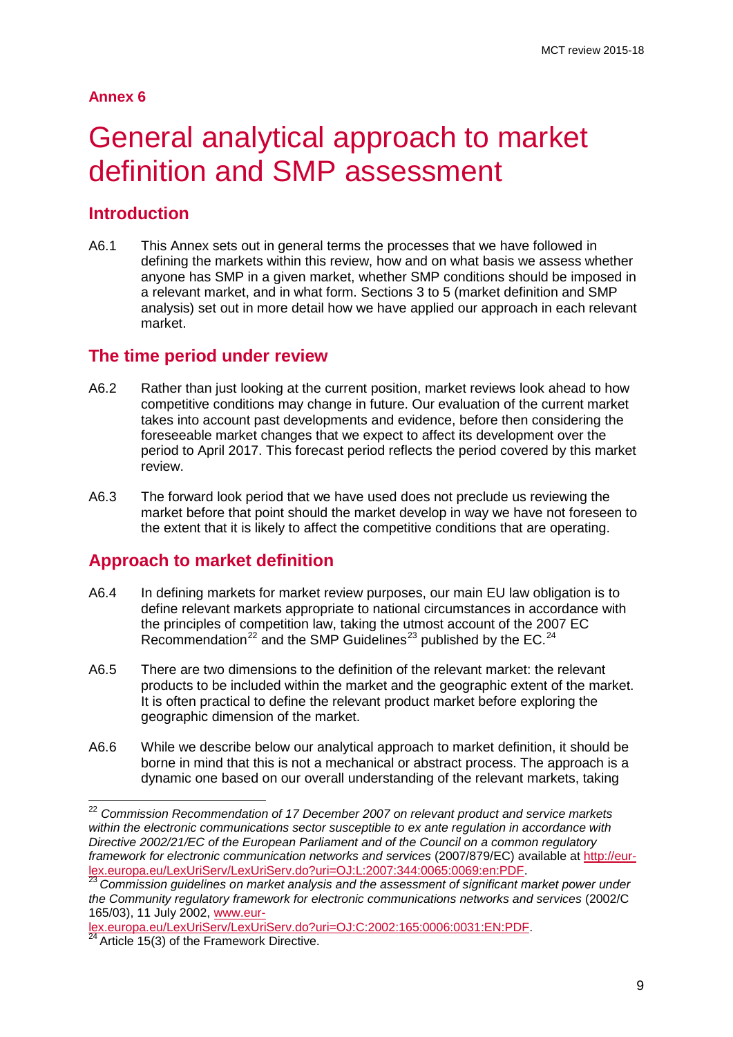## Annex 6

# General analytical approach to market definition and SMP assessment

## Introduction

A6.1 This Annex sets out in general terms the processes that we have followed in defining the markets within this review, how and on what basis we assess whether anyone has SMP in a given market, whether SMP conditions should be imposed in a relevant market, and in what form. Sections 3 to 5 (market definition and SMP analysis) set out in more detail how we have applied our approach in each relevant market.

## The time period under review

A6.2 Rather than just looking at the current position, market reviews look ahead to how competitive conditions may change in future. Our evaluation of the current market takes into account past developments and evidence, before then considering the foreseeable market changes that we expect to affect its development over the period to April 2017. This forecast period reflects the period covered by this market review.

A6.3 The forward look period that we have used does not preclude us reviewing the market before that point should the market develop in way we have not foreseen to the extent that it is likely to affect the competitive conditions that are operating.

## Approach to market definition

A6.4 In defining markets for market review purposes, our main EU law obligation is to define relevant markets appropriate to national circumstances in accordance with the principles of competition law, taking the utmost account of the 2007 EC Recommendation[22] and the SMP Guidelines[23] published by the EC.[24]

A6.5 There are two dimensions to the definition of the relevant market: the relevant products to be included within the market and the geographic extent of the market. It is often practical to define the relevant product market before exploring the geographic dimension of the market.

A6.6 While we describe below our analytical approach to market definition, it should be borne in mind that this is not a mechanical or abstract process. The approach is a dynamic one based on our overall understanding of the relevant markets, taking

---

[22] *Commission Recommendation of 17 December 2007 on relevant product and service markets within the electronic communications sector susceptible to ex ante regulation in accordance with Directive 2002/21/EC of the European Parliament and of the Council on a common regulatory framework for electronic communication networks and services* (2007/879/EC) available at http://eur-lex.europa.eu/LexUriServ/LexUriServ.do?uri=OJ:L:2007:344:0065:0069:en:PDF.

[23] *Commission guidelines on market analysis and the assessment of significant market power under the Community regulatory framework for electronic communications networks and services* (2002/C 165/03), 11 July 2002, www.eur-lex.europa.eu/LexUriServ/LexUriServ.do?uri=OJ:C:2002:165:0006:0031:EN:PDF.

[24] Article 15(3) of the Framework Directive.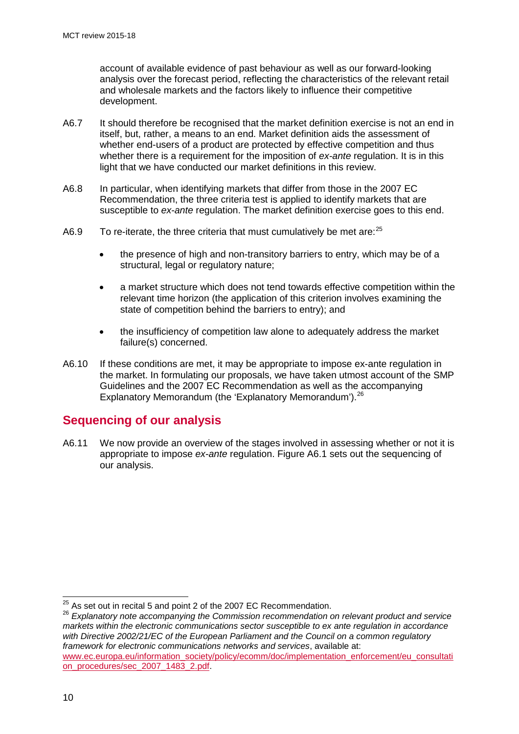account of available evidence of past behaviour as well as our forward-looking analysis over the forecast period, reflecting the characteristics of the relevant retail and wholesale markets and the factors likely to influence their competitive development.

A6.7 It should therefore be recognised that the market definition exercise is not an end in itself, but, rather, a means to an end. Market definition aids the assessment of whether end-users of a product are protected by effective competition and thus whether there is a requirement for the imposition of *ex-ante* regulation. It is in this light that we have conducted our market definitions in this review.

A6.8 In particular, when identifying markets that differ from those in the 2007 EC Recommendation, the three criteria test is applied to identify markets that are susceptible to *ex-ante* regulation. The market definition exercise goes to this end.

A6.9 To re-iterate, the three criteria that must cumulatively be met are:[25]

- the presence of high and non-transitory barriers to entry, which may be of a structural, legal or regulatory nature;
- a market structure which does not tend towards effective competition within the relevant time horizon (the application of this criterion involves examining the state of competition behind the barriers to entry); and
- the insufficiency of competition law alone to adequately address the market failure(s) concerned.

A6.10 If these conditions are met, it may be appropriate to impose ex-ante regulation in the market. In formulating our proposals, we have taken utmost account of the SMP Guidelines and the 2007 EC Recommendation as well as the accompanying Explanatory Memorandum (the 'Explanatory Memorandum').[26]

## Sequencing of our analysis

A6.11 We now provide an overview of the stages involved in assessing whether or not it is appropriate to impose *ex-ante* regulation. Figure A6.1 sets out the sequencing of our analysis.

---

[25] As set out in recital 5 and point 2 of the 2007 EC Recommendation.

[26] *Explanatory note accompanying the Commission recommendation on relevant product and service markets within the electronic communications sector susceptible to ex ante regulation in accordance with Directive 2002/21/EC of the European Parliament and the Council on a common regulatory framework for electronic communications networks and services*, available at: www.ec.europa.eu/information_society/policy/ecomm/doc/implementation_enforcement/eu_consultation_procedures/sec_2007_1483_2.pdf.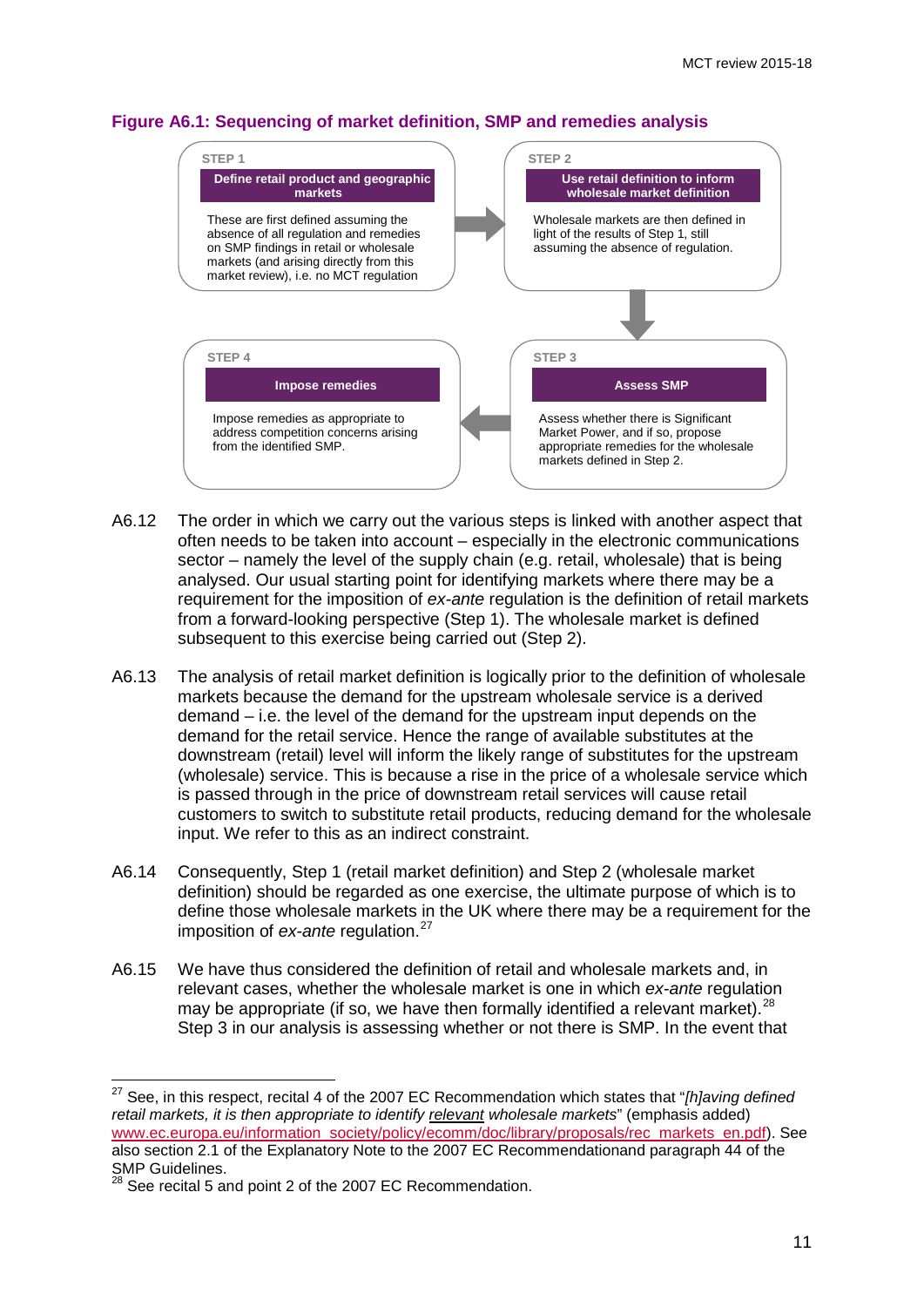**Figure A6.1: Sequencing of market definition, SMP and remedies analysis**

**STEP 1**

**Define retail product and geographic markets**

These are first defined assuming the absence of all regulation and remedies on SMP findings in retail or wholesale markets (and arising directly from this market review), i.e. no MCT regulation

**STEP 2**

**Use retail definition to inform wholesale market definition**

Wholesale markets are then defined in light of the results of Step 1, still assuming the absence of regulation.

**STEP 3**

**Assess SMP**

Assess whether there is Significant Market Power, and if so, propose appropriate remedies for the wholesale markets defined in Step 2.

**STEP 4**

**Impose remedies**

Impose remedies as appropriate to address competition concerns arising from the identified SMP.

A6.12 The order in which we carry out the various steps is linked with another aspect that often needs to be taken into account – especially in the electronic communications sector – namely the level of the supply chain (e.g. retail, wholesale) that is being analysed. Our usual starting point for identifying markets where there may be a requirement for the imposition of *ex-ante* regulation is the definition of retail markets from a forward-looking perspective (Step 1). The wholesale market is defined subsequent to this exercise being carried out (Step 2).

A6.13 The analysis of retail market definition is logically prior to the definition of wholesale markets because the demand for the upstream wholesale service is a derived demand – i.e. the level of the demand for the upstream input depends on the demand for the retail service. Hence the range of available substitutes at the downstream (retail) level will inform the likely range of substitutes for the upstream (wholesale) service. This is because a rise in the price of a wholesale service which is passed through in the price of downstream retail services will cause retail customers to switch to substitute retail products, reducing demand for the wholesale input. We refer to this as an indirect constraint.

A6.14 Consequently, Step 1 (retail market definition) and Step 2 (wholesale market definition) should be regarded as one exercise, the ultimate purpose of which is to define those wholesale markets in the UK where there may be a requirement for the imposition of *ex-ante* regulation.[27]

A6.15 We have thus considered the definition of retail and wholesale markets and, in relevant cases, whether the wholesale market is one in which *ex-ante* regulation may be appropriate (if so, we have then formally identified a relevant market).[28] Step 3 in our analysis is assessing whether or not there is SMP. In the event that

---

[27] See, in this respect, recital 4 of the 2007 EC Recommendation which states that "*[h]aving defined retail markets, it is then appropriate to identify* *<u>relevant</u>* *wholesale markets*" (emphasis added) www.ec.europa.eu/information_society/policy/ecomm/doc/library/proposals/rec_markets_en.pdf). See also section 2.1 of the Explanatory Note to the 2007 EC Recommendationand paragraph 44 of the SMP Guidelines.

[28] See recital 5 and point 2 of the 2007 EC Recommendation.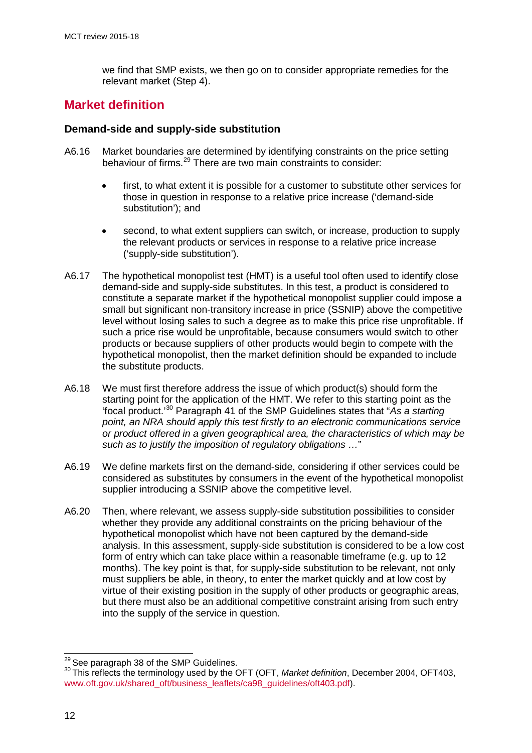we find that SMP exists, we then go on to consider appropriate remedies for the relevant market (Step 4).

## Market definition

### Demand-side and supply-side substitution

A6.16 Market boundaries are determined by identifying constraints on the price setting behaviour of firms.[29] There are two main constraints to consider:

- first, to what extent it is possible for a customer to substitute other services for those in question in response to a relative price increase ('demand-side substitution'); and
- second, to what extent suppliers can switch, or increase, production to supply the relevant products or services in response to a relative price increase ('supply-side substitution').

A6.17 The hypothetical monopolist test (HMT) is a useful tool often used to identify close demand-side and supply-side substitutes. In this test, a product is considered to constitute a separate market if the hypothetical monopolist supplier could impose a small but significant non-transitory increase in price (SSNIP) above the competitive level without losing sales to such a degree as to make this price rise unprofitable. If such a price rise would be unprofitable, because consumers would switch to other products or because suppliers of other products would begin to compete with the hypothetical monopolist, then the market definition should be expanded to include the substitute products.

A6.18 We must first therefore address the issue of which product(s) should form the starting point for the application of the HMT. We refer to this starting point as the 'focal product.'[30] Paragraph 41 of the SMP Guidelines states that "*As a starting point, an NRA should apply this test firstly to an electronic communications service or product offered in a given geographical area, the characteristics of which may be such as to justify the imposition of regulatory obligations …*"

A6.19 We define markets first on the demand-side, considering if other services could be considered as substitutes by consumers in the event of the hypothetical monopolist supplier introducing a SSNIP above the competitive level.

A6.20 Then, where relevant, we assess supply-side substitution possibilities to consider whether they provide any additional constraints on the pricing behaviour of the hypothetical monopolist which have not been captured by the demand-side analysis. In this assessment, supply-side substitution is considered to be a low cost form of entry which can take place within a reasonable timeframe (e.g. up to 12 months). The key point is that, for supply-side substitution to be relevant, not only must suppliers be able, in theory, to enter the market quickly and at low cost by virtue of their existing position in the supply of other products or geographic areas, but there must also be an additional competitive constraint arising from such entry into the supply of the service in question.

---

[29] See paragraph 38 of the SMP Guidelines.

[30] This reflects the terminology used by the OFT (OFT, *Market definition*, December 2004, OFT403, www.oft.gov.uk/shared_oft/business_leaflets/ca98_guidelines/oft403.pdf).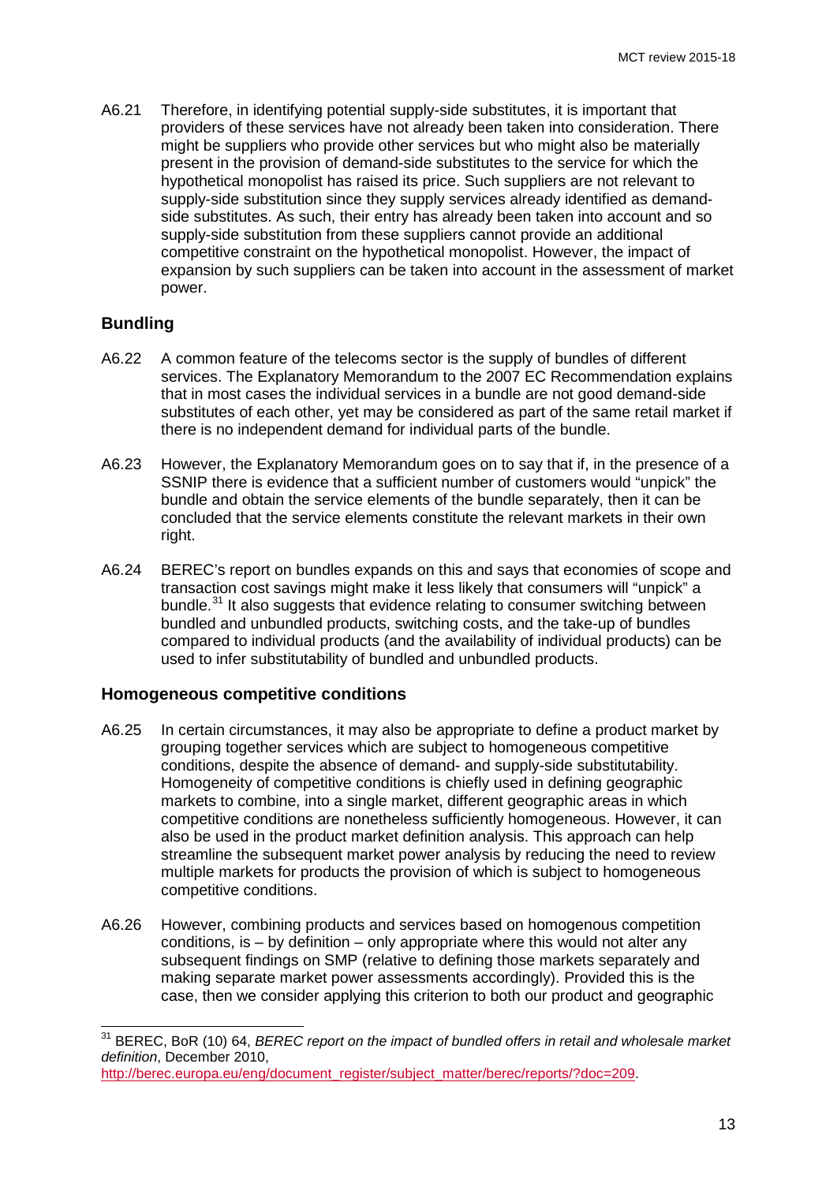A6.21 Therefore, in identifying potential supply-side substitutes, it is important that providers of these services have not already been taken into consideration. There might be suppliers who provide other services but who might also be materially present in the provision of demand-side substitutes to the service for which the hypothetical monopolist has raised its price. Such suppliers are not relevant to supply-side substitution since they supply services already identified as demand-side substitutes. As such, their entry has already been taken into account and so supply-side substitution from these suppliers cannot provide an additional competitive constraint on the hypothetical monopolist. However, the impact of expansion by such suppliers can be taken into account in the assessment of market power.

## Bundling

A6.22 A common feature of the telecoms sector is the supply of bundles of different services. The Explanatory Memorandum to the 2007 EC Recommendation explains that in most cases the individual services in a bundle are not good demand-side substitutes of each other, yet may be considered as part of the same retail market if there is no independent demand for individual parts of the bundle.

A6.23 However, the Explanatory Memorandum goes on to say that if, in the presence of a SSNIP there is evidence that a sufficient number of customers would "unpick" the bundle and obtain the service elements of the bundle separately, then it can be concluded that the service elements constitute the relevant markets in their own right.

A6.24 BEREC's report on bundles expands on this and says that economies of scope and transaction cost savings might make it less likely that consumers will "unpick" a bundle.[31] It also suggests that evidence relating to consumer switching between bundled and unbundled products, switching costs, and the take-up of bundles compared to individual products (and the availability of individual products) can be used to infer substitutability of bundled and unbundled products.

## Homogeneous competitive conditions

A6.25 In certain circumstances, it may also be appropriate to define a product market by grouping together services which are subject to homogeneous competitive conditions, despite the absence of demand- and supply-side substitutability. Homogeneity of competitive conditions is chiefly used in defining geographic markets to combine, into a single market, different geographic areas in which competitive conditions are nonetheless sufficiently homogeneous. However, it can also be used in the product market definition analysis. This approach can help streamline the subsequent market power analysis by reducing the need to review multiple markets for products the provision of which is subject to homogeneous competitive conditions.

A6.26 However, combining products and services based on homogenous competition conditions, is – by definition – only appropriate where this would not alter any subsequent findings on SMP (relative to defining those markets separately and making separate market power assessments accordingly). Provided this is the case, then we consider applying this criterion to both our product and geographic

---

[31] BEREC, BoR (10) 64, *BEREC report on the impact of bundled offers in retail and wholesale market definition*, December 2010, http://berec.europa.eu/eng/document_register/subject_matter/berec/reports/?doc=209.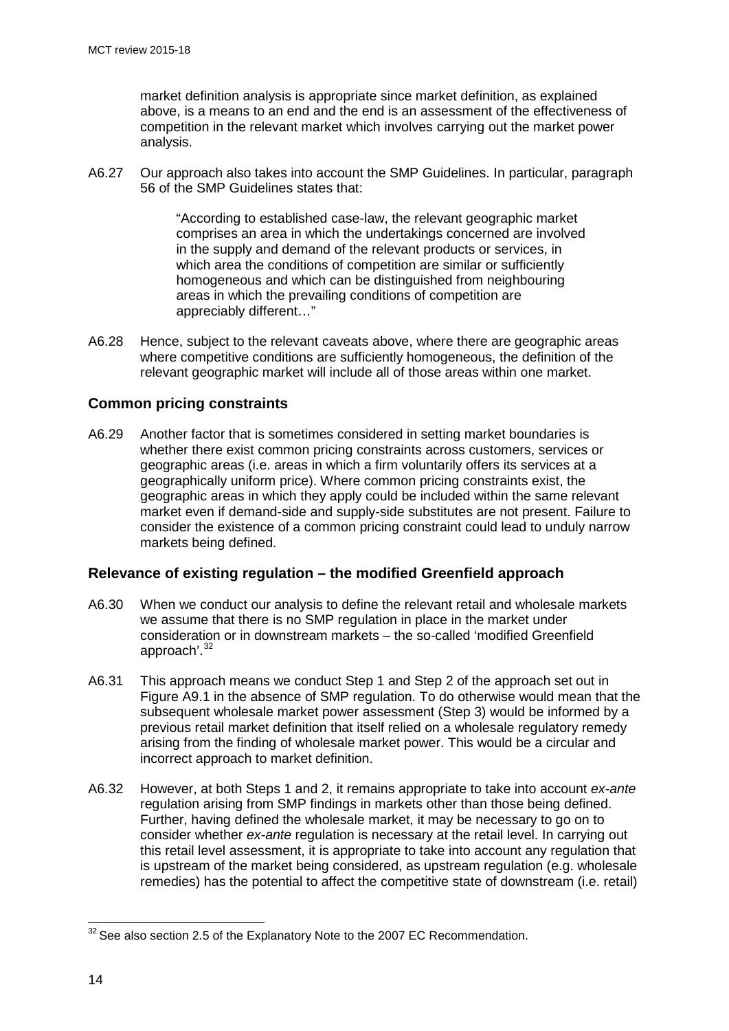market definition analysis is appropriate since market definition, as explained above, is a means to an end and the end is an assessment of the effectiveness of competition in the relevant market which involves carrying out the market power analysis.

A6.27 Our approach also takes into account the SMP Guidelines. In particular, paragraph 56 of the SMP Guidelines states that:

> "According to established case-law, the relevant geographic market comprises an area in which the undertakings concerned are involved in the supply and demand of the relevant products or services, in which area the conditions of competition are similar or sufficiently homogeneous and which can be distinguished from neighbouring areas in which the prevailing conditions of competition are appreciably different…"

A6.28 Hence, subject to the relevant caveats above, where there are geographic areas where competitive conditions are sufficiently homogeneous, the definition of the relevant geographic market will include all of those areas within one market.

### Common pricing constraints

A6.29 Another factor that is sometimes considered in setting market boundaries is whether there exist common pricing constraints across customers, services or geographic areas (i.e. areas in which a firm voluntarily offers its services at a geographically uniform price). Where common pricing constraints exist, the geographic areas in which they apply could be included within the same relevant market even if demand-side and supply-side substitutes are not present. Failure to consider the existence of a common pricing constraint could lead to unduly narrow markets being defined.

### Relevance of existing regulation – the modified Greenfield approach

A6.30 When we conduct our analysis to define the relevant retail and wholesale markets we assume that there is no SMP regulation in place in the market under consideration or in downstream markets – the so-called 'modified Greenfield approach'.[32]

A6.31 This approach means we conduct Step 1 and Step 2 of the approach set out in Figure A9.1 in the absence of SMP regulation. To do otherwise would mean that the subsequent wholesale market power assessment (Step 3) would be informed by a previous retail market definition that itself relied on a wholesale regulatory remedy arising from the finding of wholesale market power. This would be a circular and incorrect approach to market definition.

A6.32 However, at both Steps 1 and 2, it remains appropriate to take into account *ex-ante* regulation arising from SMP findings in markets other than those being defined. Further, having defined the wholesale market, it may be necessary to go on to consider whether *ex-ante* regulation is necessary at the retail level. In carrying out this retail level assessment, it is appropriate to take into account any regulation that is upstream of the market being considered, as upstream regulation (e.g. wholesale remedies) has the potential to affect the competitive state of downstream (i.e. retail)

[32] See also section 2.5 of the Explanatory Note to the 2007 EC Recommendation.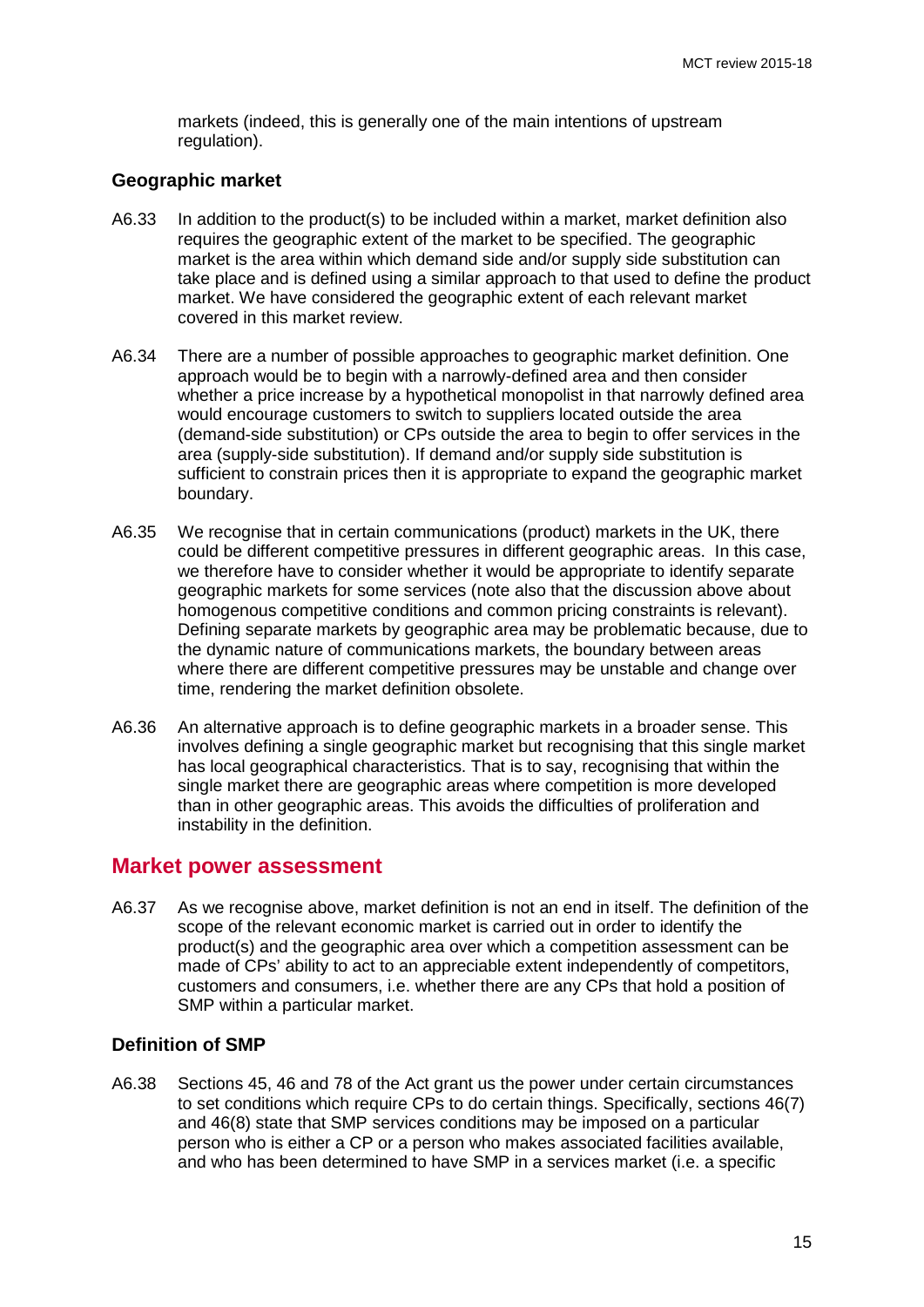markets (indeed, this is generally one of the main intentions of upstream regulation).

### Geographic market

A6.33 In addition to the product(s) to be included within a market, market definition also requires the geographic extent of the market to be specified. The geographic market is the area within which demand side and/or supply side substitution can take place and is defined using a similar approach to that used to define the product market. We have considered the geographic extent of each relevant market covered in this market review.

A6.34 There are a number of possible approaches to geographic market definition. One approach would be to begin with a narrowly-defined area and then consider whether a price increase by a hypothetical monopolist in that narrowly defined area would encourage customers to switch to suppliers located outside the area (demand-side substitution) or CPs outside the area to begin to offer services in the area (supply-side substitution). If demand and/or supply side substitution is sufficient to constrain prices then it is appropriate to expand the geographic market boundary.

A6.35 We recognise that in certain communications (product) markets in the UK, there could be different competitive pressures in different geographic areas. In this case, we therefore have to consider whether it would be appropriate to identify separate geographic markets for some services (note also that the discussion above about homogenous competitive conditions and common pricing constraints is relevant). Defining separate markets by geographic area may be problematic because, due to the dynamic nature of communications markets, the boundary between areas where there are different competitive pressures may be unstable and change over time, rendering the market definition obsolete.

A6.36 An alternative approach is to define geographic markets in a broader sense. This involves defining a single geographic market but recognising that this single market has local geographical characteristics. That is to say, recognising that within the single market there are geographic areas where competition is more developed than in other geographic areas. This avoids the difficulties of proliferation and instability in the definition.

## Market power assessment

A6.37 As we recognise above, market definition is not an end in itself. The definition of the scope of the relevant economic market is carried out in order to identify the product(s) and the geographic area over which a competition assessment can be made of CPs' ability to act to an appreciable extent independently of competitors, customers and consumers, i.e. whether there are any CPs that hold a position of SMP within a particular market.

### Definition of SMP

A6.38 Sections 45, 46 and 78 of the Act grant us the power under certain circumstances to set conditions which require CPs to do certain things. Specifically, sections 46(7) and 46(8) state that SMP services conditions may be imposed on a particular person who is either a CP or a person who makes associated facilities available, and who has been determined to have SMP in a services market (i.e. a specific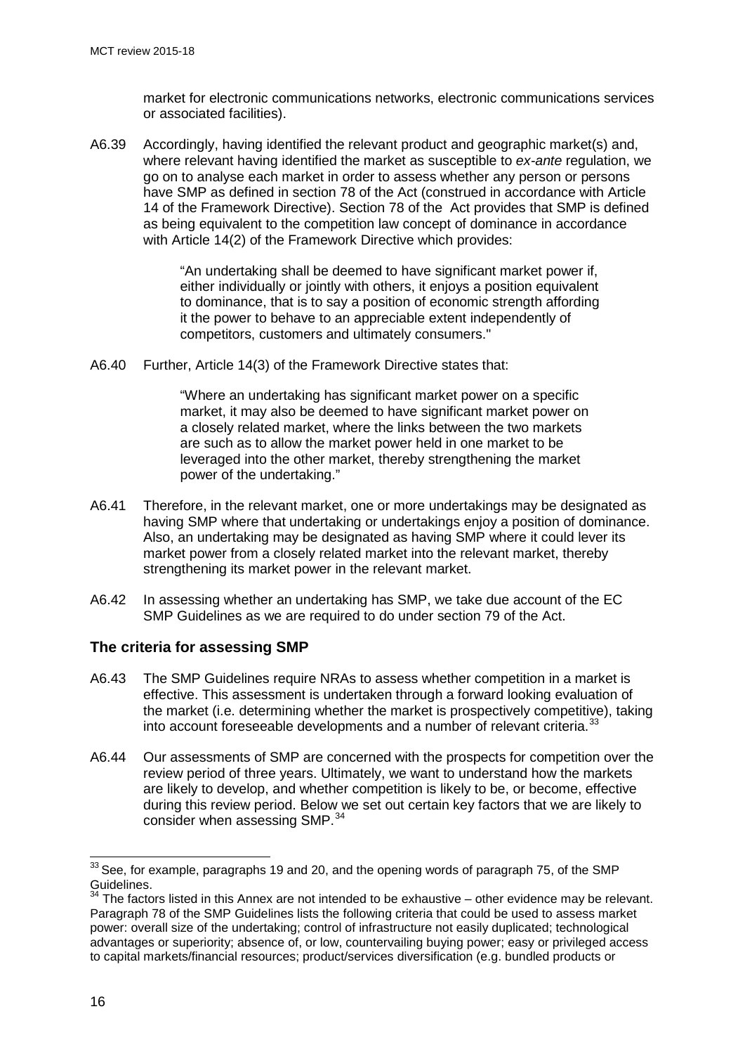market for electronic communications networks, electronic communications services or associated facilities).

A6.39 Accordingly, having identified the relevant product and geographic market(s) and, where relevant having identified the market as susceptible to *ex-ante* regulation, we go on to analyse each market in order to assess whether any person or persons have SMP as defined in section 78 of the Act (construed in accordance with Article 14 of the Framework Directive). Section 78 of the Act provides that SMP is defined as being equivalent to the competition law concept of dominance in accordance with Article 14(2) of the Framework Directive which provides:

> "An undertaking shall be deemed to have significant market power if, either individually or jointly with others, it enjoys a position equivalent to dominance, that is to say a position of economic strength affording it the power to behave to an appreciable extent independently of competitors, customers and ultimately consumers."

A6.40 Further, Article 14(3) of the Framework Directive states that:

> "Where an undertaking has significant market power on a specific market, it may also be deemed to have significant market power on a closely related market, where the links between the two markets are such as to allow the market power held in one market to be leveraged into the other market, thereby strengthening the market power of the undertaking."

A6.41 Therefore, in the relevant market, one or more undertakings may be designated as having SMP where that undertaking or undertakings enjoy a position of dominance. Also, an undertaking may be designated as having SMP where it could lever its market power from a closely related market into the relevant market, thereby strengthening its market power in the relevant market.

A6.42 In assessing whether an undertaking has SMP, we take due account of the EC SMP Guidelines as we are required to do under section 79 of the Act.

### The criteria for assessing SMP

A6.43 The SMP Guidelines require NRAs to assess whether competition in a market is effective. This assessment is undertaken through a forward looking evaluation of the market (i.e. determining whether the market is prospectively competitive), taking into account foreseeable developments and a number of relevant criteria.[33]

A6.44 Our assessments of SMP are concerned with the prospects for competition over the review period of three years. Ultimately, we want to understand how the markets are likely to develop, and whether competition is likely to be, or become, effective during this review period. Below we set out certain key factors that we are likely to consider when assessing SMP.[34]

---

[33] See, for example, paragraphs 19 and 20, and the opening words of paragraph 75, of the SMP Guidelines.

[34] The factors listed in this Annex are not intended to be exhaustive – other evidence may be relevant. Paragraph 78 of the SMP Guidelines lists the following criteria that could be used to assess market power: overall size of the undertaking; control of infrastructure not easily duplicated; technological advantages or superiority; absence of, or low, countervailing buying power; easy or privileged access to capital markets/financial resources; product/services diversification (e.g. bundled products or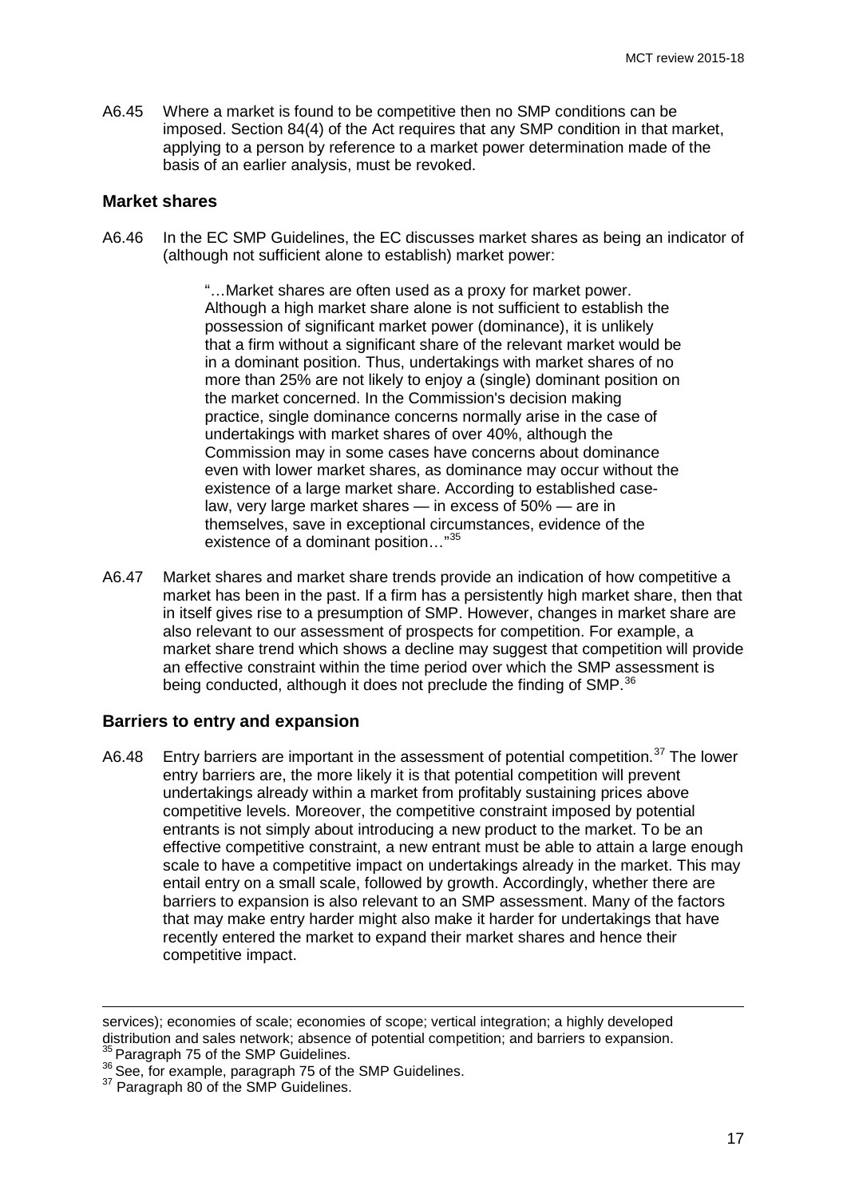A6.45 Where a market is found to be competitive then no SMP conditions can be imposed. Section 84(4) of the Act requires that any SMP condition in that market, applying to a person by reference to a market power determination made of the basis of an earlier analysis, must be revoked.

## Market shares

A6.46 In the EC SMP Guidelines, the EC discusses market shares as being an indicator of (although not sufficient alone to establish) market power:

> "…Market shares are often used as a proxy for market power. Although a high market share alone is not sufficient to establish the possession of significant market power (dominance), it is unlikely that a firm without a significant share of the relevant market would be in a dominant position. Thus, undertakings with market shares of no more than 25% are not likely to enjoy a (single) dominant position on the market concerned. In the Commission's decision making practice, single dominance concerns normally arise in the case of undertakings with market shares of over 40%, although the Commission may in some cases have concerns about dominance even with lower market shares, as dominance may occur without the existence of a large market share. According to established case-law, very large market shares — in excess of 50% — are in themselves, save in exceptional circumstances, evidence of the existence of a dominant position…"[35]

A6.47 Market shares and market share trends provide an indication of how competitive a market has been in the past. If a firm has a persistently high market share, then that in itself gives rise to a presumption of SMP. However, changes in market share are also relevant to our assessment of prospects for competition. For example, a market share trend which shows a decline may suggest that competition will provide an effective constraint within the time period over which the SMP assessment is being conducted, although it does not preclude the finding of SMP.[36]

## Barriers to entry and expansion

A6.48 Entry barriers are important in the assessment of potential competition.[37] The lower entry barriers are, the more likely it is that potential competition will prevent undertakings already within a market from profitably sustaining prices above competitive levels. Moreover, the competitive constraint imposed by potential entrants is not simply about introducing a new product to the market. To be an effective competitive constraint, a new entrant must be able to attain a large enough scale to have a competitive impact on undertakings already in the market. This may entail entry on a small scale, followed by growth. Accordingly, whether there are barriers to expansion is also relevant to an SMP assessment. Many of the factors that may make entry harder might also make it harder for undertakings that have recently entered the market to expand their market shares and hence their competitive impact.

---

services); economies of scale; economies of scope; vertical integration; a highly developed distribution and sales network; absence of potential competition; and barriers to expansion.

[35] Paragraph 75 of the SMP Guidelines.

[36] See, for example, paragraph 75 of the SMP Guidelines.

[37] Paragraph 80 of the SMP Guidelines.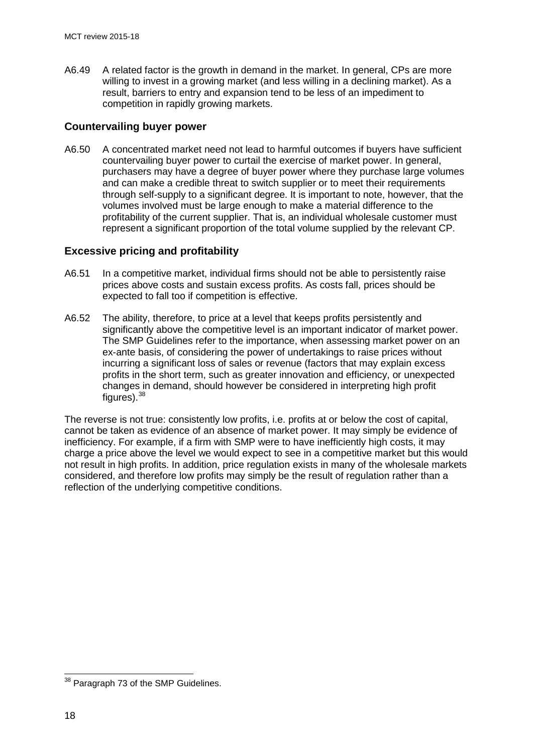A6.49 A related factor is the growth in demand in the market. In general, CPs are more willing to invest in a growing market (and less willing in a declining market). As a result, barriers to entry and expansion tend to be less of an impediment to competition in rapidly growing markets.

### Countervailing buyer power

A6.50 A concentrated market need not lead to harmful outcomes if buyers have sufficient countervailing buyer power to curtail the exercise of market power. In general, purchasers may have a degree of buyer power where they purchase large volumes and can make a credible threat to switch supplier or to meet their requirements through self-supply to a significant degree. It is important to note, however, that the volumes involved must be large enough to make a material difference to the profitability of the current supplier. That is, an individual wholesale customer must represent a significant proportion of the total volume supplied by the relevant CP.

### Excessive pricing and profitability

A6.51 In a competitive market, individual firms should not be able to persistently raise prices above costs and sustain excess profits. As costs fall, prices should be expected to fall too if competition is effective.

A6.52 The ability, therefore, to price at a level that keeps profits persistently and significantly above the competitive level is an important indicator of market power. The SMP Guidelines refer to the importance, when assessing market power on an ex-ante basis, of considering the power of undertakings to raise prices without incurring a significant loss of sales or revenue (factors that may explain excess profits in the short term, such as greater innovation and efficiency, or unexpected changes in demand, should however be considered in interpreting high profit figures).[38]

The reverse is not true: consistently low profits, i.e. profits at or below the cost of capital, cannot be taken as evidence of an absence of market power. It may simply be evidence of inefficiency. For example, if a firm with SMP were to have inefficiently high costs, it may charge a price above the level we would expect to see in a competitive market but this would not result in high profits. In addition, price regulation exists in many of the wholesale markets considered, and therefore low profits may simply be the result of regulation rather than a reflection of the underlying competitive conditions.

[38] Paragraph 73 of the SMP Guidelines.